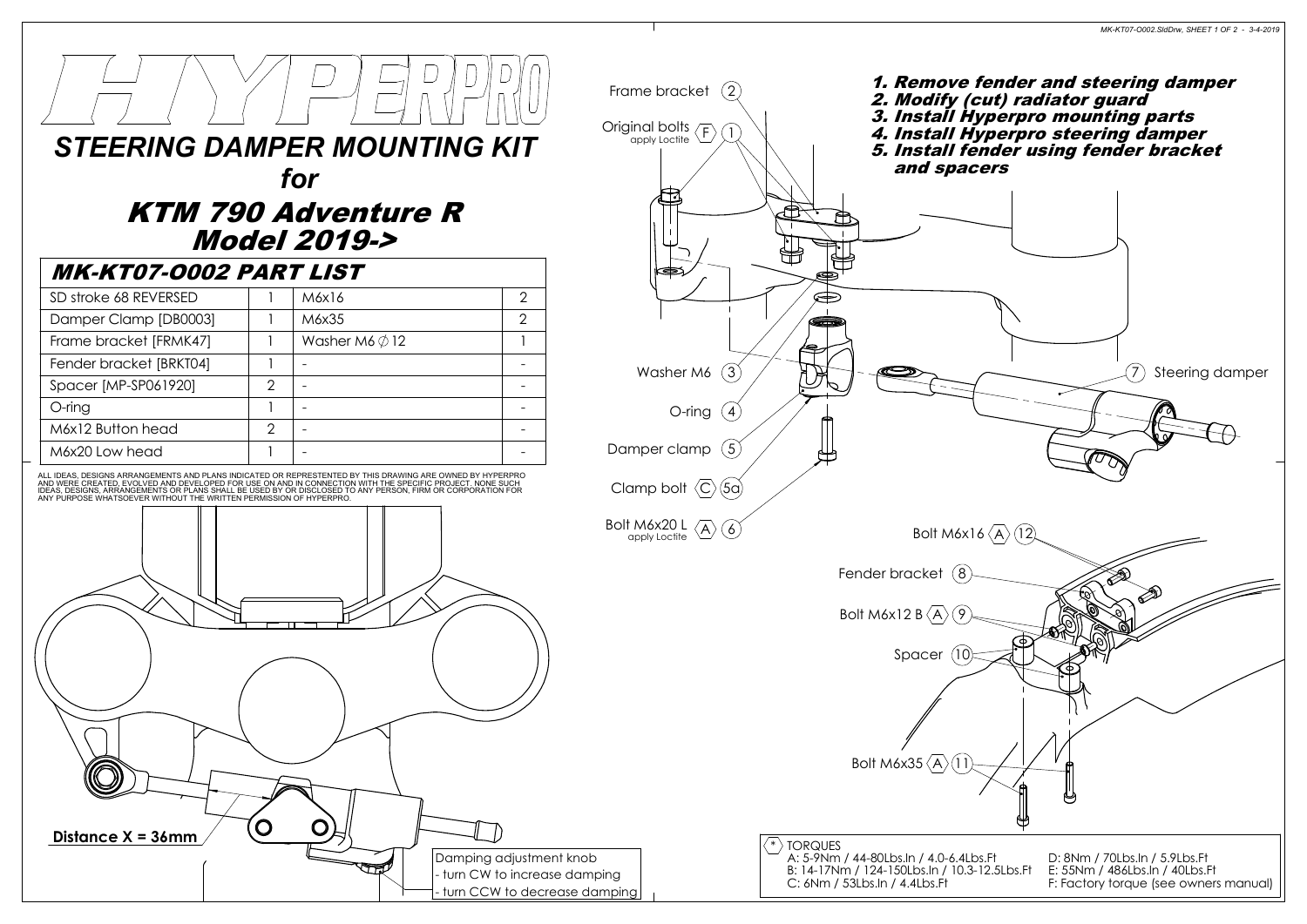# HYPERPRO

## STEERING DAMPER MOUNTING KIT

*for*

## KTM 790 Adventure R Model 2019->

### MK-KT07-O002 PART LIST

| | | | |
|---|---|---|---|
| SD stroke 68 REVERSED | 1 | M6x16 | 2 |
| Damper Clamp [DB0003] | 1 | M6x35 | 2 |
| Frame bracket [FRMK47] | 1 | Washer M6 ∅12 | 1 |
| Fender bracket [BRKT04] | 1 | - | - |
| Spacer [MP-SP061920] | 2 | - | - |
| O-ring | 1 | - | - |
| M6x12 Button head | 2 | - | - |
| M6x20 Low head | 1 | - | - |

ALL IDEAS, DESIGNS ARRANGEMENTS AND PLANS INDICATED OR REPRESTENTED BY THIS DRAWING ARE OWNED BY HYPERPRO AND WERE CREATED, EVOLVED AND DEVELOPED FOR USE ON AND IN CONNECTION WITH THE SPECIFIC PROJECT. NONE SUCH IDEAS, DESIGNS, ARRANGEMENTS OR PLANS SHALL BE USED BY OR DISCLOSED TO ANY PERSON, FIRM OR CORPORATION FOR ANY PURPOSE WHATSOEVER WITHOUT THE WRITTEN PERMISSION OF HYPERPRO.

**Distance X = 36mm**

Damping adjustment knob
- turn CW to increase damping
- turn CCW to decrease damping

1. ***Remove fender and steering damper***
2. ***Modify (cut) radiator guard***
3. ***Install Hyperpro mounting parts***
4. ***Install Hyperpro steering damper***
5. ***Install fender using fender bracket and spacers***

- Frame bracket (2)
- Original bolts ⟨F⟩ (1) apply Loctite
- Washer M6 (3)
- O-ring (4)
- Damper clamp (5)
- Clamp bolt ⟨C⟩ (5a)
- Bolt M6x20 L ⟨A⟩ (6) apply Loctite
- Steering damper (7)
- Fender bracket (8)
- Bolt M6x12 B ⟨A⟩ (9)
- Spacer (10)
- Bolt M6x35 ⟨A⟩ (11)
- Bolt M6x16 ⟨A⟩ (12)

⟨*⟩ TORQUES

- A: 5-9Nm / 44-80Lbs.In / 4.0-6.4Lbs.Ft
- B: 14-17Nm / 124-150Lbs.In / 10.3-12.5Lbs.Ft
- C: 6Nm / 53Lbs.In / 4.4Lbs.Ft
- D: 8Nm / 70Lbs.In / 5.9Lbs.Ft
- E: 55Nm / 486Lbs.In / 40Lbs.Ft
- F: Factory torque (see owners manual)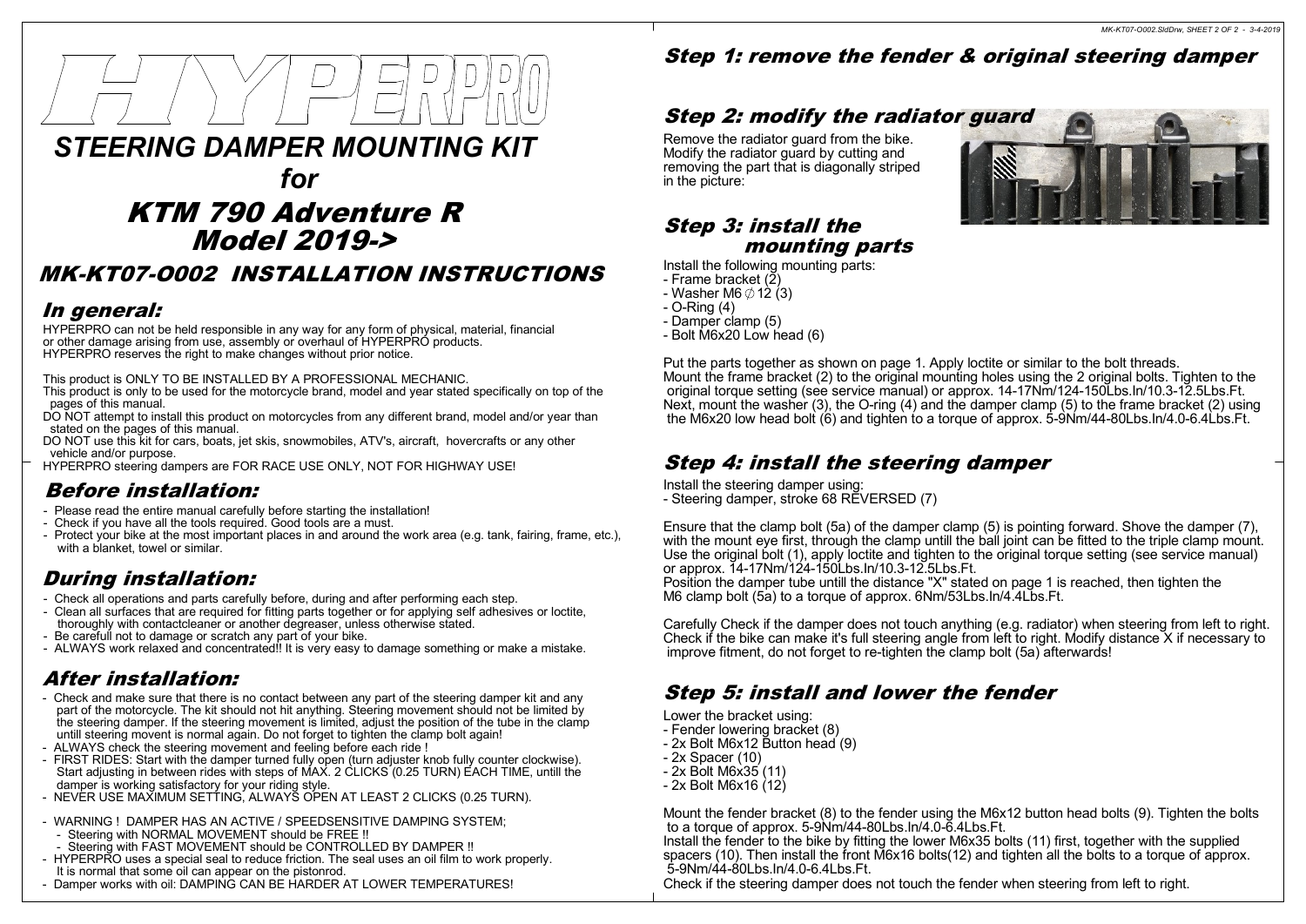# HYPERPRO

# STEERING DAMPER MOUNTING KIT
## for
# KTM 790 Adventure R Model 2019->

## MK-KT07-O002 INSTALLATION INSTRUCTIONS

## In general:

HYPERPRO can not be held responsible in any way for any form of physical, material, financial or other damage arising from use, assembly or overhaul of HYPERPRO products.
HYPERPRO reserves the right to make changes without prior notice.

This product is ONLY TO BE INSTALLED BY A PROFESSIONAL MECHANIC.
This product is only to be used for the motorcycle brand, model and year stated specifically on top of the pages of this manual.
DO NOT attempt to install this product on motorcycles from any different brand, model and/or year than stated on the pages of this manual.
DO NOT use this kit for cars, boats, jet skis, snowmobiles, ATV's, aircraft, hovercrafts or any other vehicle and/or purpose.
HYPERPRO steering dampers are FOR RACE USE ONLY, NOT FOR HIGHWAY USE!

## Before installation:

- Please read the entire manual carefully before starting the installation!
- Check if you have all the tools required. Good tools are a must.
- Protect your bike at the most important places in and around the work area (e.g. tank, fairing, frame, etc.), with a blanket, towel or similar.

## During installation:

- Check all operations and parts carefully before, during and after performing each step.
- Clean all surfaces that are required for fitting parts together or for applying self adhesives or loctite, thoroughly with contactcleaner or another degreaser, unless otherwise stated.
- Be carefull not to damage or scratch any part of your bike.
- ALWAYS work relaxed and concentrated!! It is very easy to damage something or make a mistake.

## After installation:

- Check and make sure that there is no contact between any part of the steering damper kit and any part of the motorcycle. The kit should not hit anything. Steering movement should not be limited by the steering damper. If the steering movement is limited, adjust the position of the tube in the clamp untill steering movent is normal again. Do not forget to tighten the clamp bolt again!
- ALWAYS check the steering movement and feeling before each ride !
- FIRST RIDES: Start with the damper turned fully open (turn adjuster knob fully counter clockwise). Start adjusting in between rides with steps of MAX. 2 CLICKS (0.25 TURN) EACH TIME, untill the damper is working satisfactory for your riding style.
- NEVER USE MAXIMUM SETTING, ALWAYS OPEN AT LEAST 2 CLICKS (0.25 TURN).

- WARNING ! DAMPER HAS AN ACTIVE / SPEEDSENSITIVE DAMPING SYSTEM;
  - Steering with NORMAL MOVEMENT should be FREE !!
  - Steering with FAST MOVEMENT should be CONTROLLED BY DAMPER !!
- HYPERPRO uses a special seal to reduce friction. The seal uses an oil film to work properly. It is normal that some oil can appear on the pistonrod.
- Damper works with oil: DAMPING CAN BE HARDER AT LOWER TEMPERATURES!

## Step 1: remove the fender & original steering damper

## Step 2: modify the radiator guard

Remove the radiator guard from the bike.
Modify the radiator guard by cutting and removing the part that is diagonally striped in the picture:

## Step 3: install the mounting parts

Install the following mounting parts:
- Frame bracket (2)
- Washer M6 ∅12 (3)
- O-Ring (4)
- Damper clamp (5)
- Bolt M6x20 Low head (6)

Put the parts together as shown on page 1. Apply loctite or similar to the bolt threads.
Mount the frame bracket (2) to the original mounting holes using the 2 original bolts. Tighten to the original torque setting (see service manual) or approx. 14-17Nm/124-150Lbs.In/10.3-12.5Lbs.Ft.
Next, mount the washer (3), the O-ring (4) and the damper clamp (5) to the frame bracket (2) using the M6x20 low head bolt (6) and tighten to a torque of approx. 5-9Nm/44-80Lbs.In/4.0-6.4Lbs.Ft.

## Step 4: install the steering damper

Install the steering damper using:
- Steering damper, stroke 68 REVERSED (7)

Ensure that the clamp bolt (5a) of the damper clamp (5) is pointing forward. Shove the damper (7), with the mount eye first, through the clamp untill the ball joint can be fitted to the triple clamp mount. Use the original bolt (1), apply loctite and tighten to the original torque setting (see service manual) or approx. 14-17Nm/124-150Lbs.In/10.3-12.5Lbs.Ft.
Position the damper tube untill the distance "X" stated on page 1 is reached, then tighten the M6 clamp bolt (5a) to a torque of approx. 6Nm/53Lbs.In/4.4Lbs.Ft.

Carefully Check if the damper does not touch anything (e.g. radiator) when steering from left to right. Check if the bike can make it's full steering angle from left to right. Modify distance X if necessary to improve fitment, do not forget to re-tighten the clamp bolt (5a) afterwards!

## Step 5: install and lower the fender

Lower the bracket using:
- Fender lowering bracket (8)
- 2x Bolt M6x12 Button head (9)
- 2x Spacer (10)
- 2x Bolt M6x35 (11)
- 2x Bolt M6x16 (12)

Mount the fender bracket (8) to the fender using the M6x12 button head bolts (9). Tighten the bolts to a torque of approx. 5-9Nm/44-80Lbs.In/4.0-6.4Lbs.Ft.
Install the fender to the bike by fitting the lower M6x35 bolts (11) first, together with the supplied spacers (10). Then install the front M6x16 bolts(12) and tighten all the bolts to a torque of approx. 5-9Nm/44-80Lbs.In/4.0-6.4Lbs.Ft.
Check if the steering damper does not touch the fender when steering from left to right.